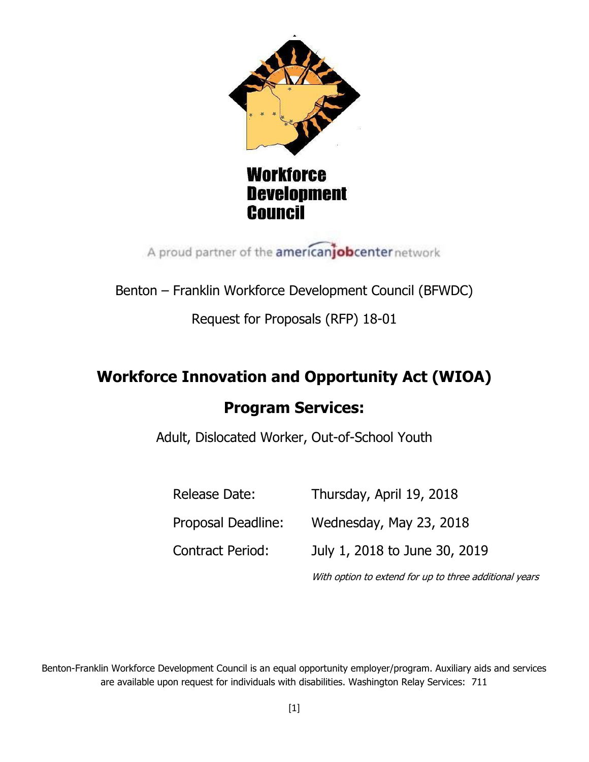**Workforce Development Council**

A proud partner of the americanjobcenter network

Benton – Franklin Workforce Development Council (BFWDC)

Request for Proposals (RFP) 18-01

# Workforce Innovation and Opportunity Act (WIOA)

# Program Services:

Adult, Dislocated Worker, Out-of-School Youth

| | |
|---|---|
| Release Date: | Thursday, April 19, 2018 |
| Proposal Deadline: | Wednesday, May 23, 2018 |
| Contract Period: | July 1, 2018 to June 30, 2019 |
| | *With option to extend for up to three additional years* |

Benton-Franklin Workforce Development Council is an equal opportunity employer/program. Auxiliary aids and services are available upon request for individuals with disabilities. Washington Relay Services: 711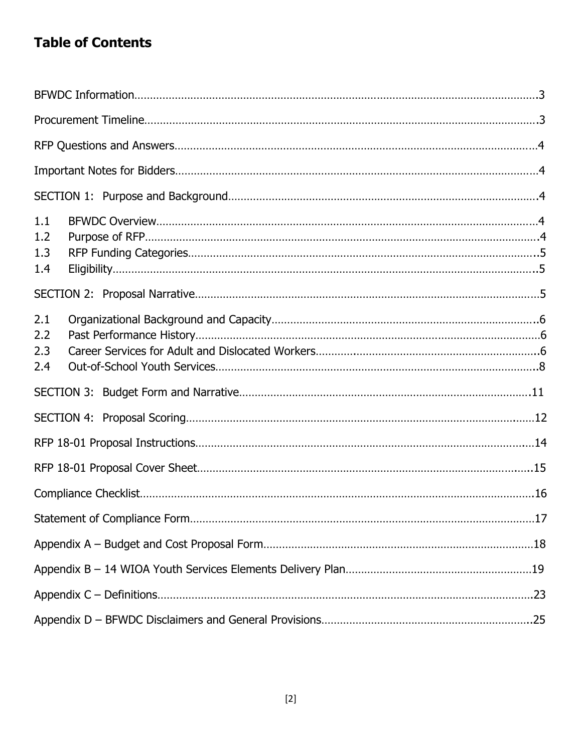# Table of Contents

BFWDC Information....................................................................................................3

Procurement Timeline..............................................................................................3

RFP Questions and Answers.....................................................................................4

Important Notes for Bidders......................................................................................4

SECTION 1: Purpose and Background......................................................................4

1.1 BFWDC Overview.................................................................................................4
1.2 Purpose of RFP.....................................................................................................4
1.3 RFP Funding Categories.......................................................................................5
1.4 Eligibility...............................................................................................................5

SECTION 2: Proposal Narrative.................................................................................5

2.1 Organizational Background and Capacity............................................................6
2.2 Past Performance History......................................................................................6
2.3 Career Services for Adult and Dislocated Workers...............................................6
2.4 Out-of-School Youth Services................................................................................8

SECTION 3: Budget Form and Narrative..................................................................11

SECTION 4: Proposal Scoring...................................................................................12

RFP 18-01 Proposal Instructions...............................................................................14

RFP 18-01 Proposal Cover Sheet..............................................................................15

Compliance Checklist................................................................................................16

Statement of Compliance Form.................................................................................17

Appendix A – Budget and Cost Proposal Form.........................................................18

Appendix B – 14 WIOA Youth Services Elements Delivery Plan..............................19

Appendix C – Definitions...........................................................................................23

Appendix D – BFWDC Disclaimers and General Provisions.....................................25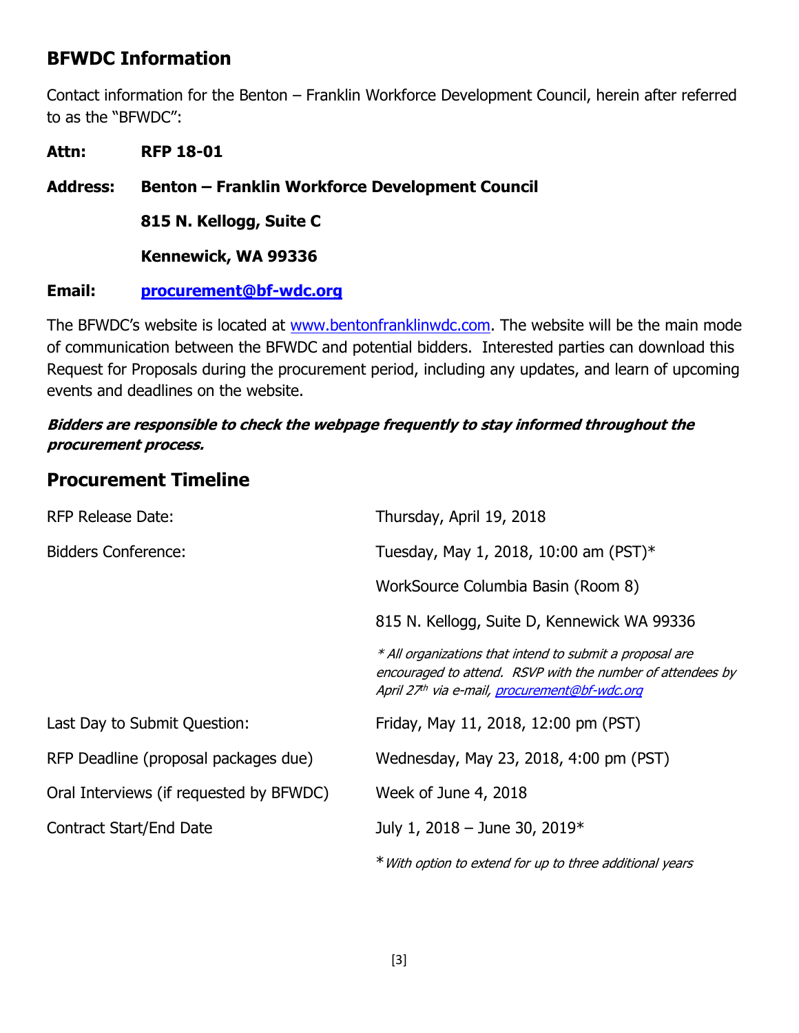## BFWDC Information

Contact information for the Benton – Franklin Workforce Development Council, herein after referred to as the "BFWDC":

**Attn:** **RFP 18-01**

**Address:** **Benton – Franklin Workforce Development Council**

**815 N. Kellogg, Suite C**

**Kennewick, WA 99336**

**Email:** **procurement@bf-wdc.org**

The BFWDC's website is located at www.bentonfranklinwdc.com. The website will be the main mode of communication between the BFWDC and potential bidders. Interested parties can download this Request for Proposals during the procurement period, including any updates, and learn of upcoming events and deadlines on the website.

***Bidders are responsible to check the webpage frequently to stay informed throughout the procurement process.***

## Procurement Timeline

| | |
|---|---|
| RFP Release Date: | Thursday, April 19, 2018 |
| Bidders Conference: | Tuesday, May 1, 2018, 10:00 am (PST)* |
| | WorkSource Columbia Basin (Room 8) |
| | 815 N. Kellogg, Suite D, Kennewick WA 99336 |
| | *\* All organizations that intend to submit a proposal are encouraged to attend. RSVP with the number of attendees by April 27th via e-mail, procurement@bf-wdc.org* |
| Last Day to Submit Question: | Friday, May 11, 2018, 12:00 pm (PST) |
| RFP Deadline (proposal packages due) | Wednesday, May 23, 2018, 4:00 pm (PST) |
| Oral Interviews (if requested by BFWDC) | Week of June 4, 2018 |
| Contract Start/End Date | July 1, 2018 – June 30, 2019* |
| | *\*With option to extend for up to three additional years* |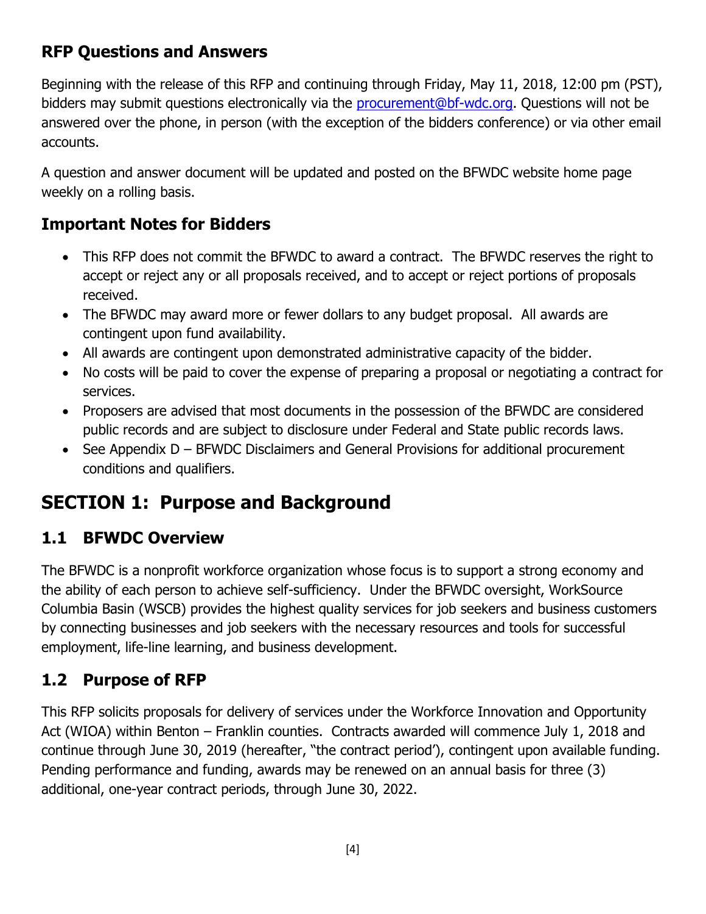## RFP Questions and Answers

Beginning with the release of this RFP and continuing through Friday, May 11, 2018, 12:00 pm (PST), bidders may submit questions electronically via the procurement@bf-wdc.org. Questions will not be answered over the phone, in person (with the exception of the bidders conference) or via other email accounts.

A question and answer document will be updated and posted on the BFWDC website home page weekly on a rolling basis.

## Important Notes for Bidders

- This RFP does not commit the BFWDC to award a contract. The BFWDC reserves the right to accept or reject any or all proposals received, and to accept or reject portions of proposals received.
- The BFWDC may award more or fewer dollars to any budget proposal. All awards are contingent upon fund availability.
- All awards are contingent upon demonstrated administrative capacity of the bidder.
- No costs will be paid to cover the expense of preparing a proposal or negotiating a contract for services.
- Proposers are advised that most documents in the possession of the BFWDC are considered public records and are subject to disclosure under Federal and State public records laws.
- See Appendix D – BFWDC Disclaimers and General Provisions for additional procurement conditions and qualifiers.

# SECTION 1: Purpose and Background

## 1.1 BFWDC Overview

The BFWDC is a nonprofit workforce organization whose focus is to support a strong economy and the ability of each person to achieve self-sufficiency. Under the BFWDC oversight, WorkSource Columbia Basin (WSCB) provides the highest quality services for job seekers and business customers by connecting businesses and job seekers with the necessary resources and tools for successful employment, life-line learning, and business development.

## 1.2 Purpose of RFP

This RFP solicits proposals for delivery of services under the Workforce Innovation and Opportunity Act (WIOA) within Benton – Franklin counties. Contracts awarded will commence July 1, 2018 and continue through June 30, 2019 (hereafter, "the contract period'), contingent upon available funding. Pending performance and funding, awards may be renewed on an annual basis for three (3) additional, one-year contract periods, through June 30, 2022.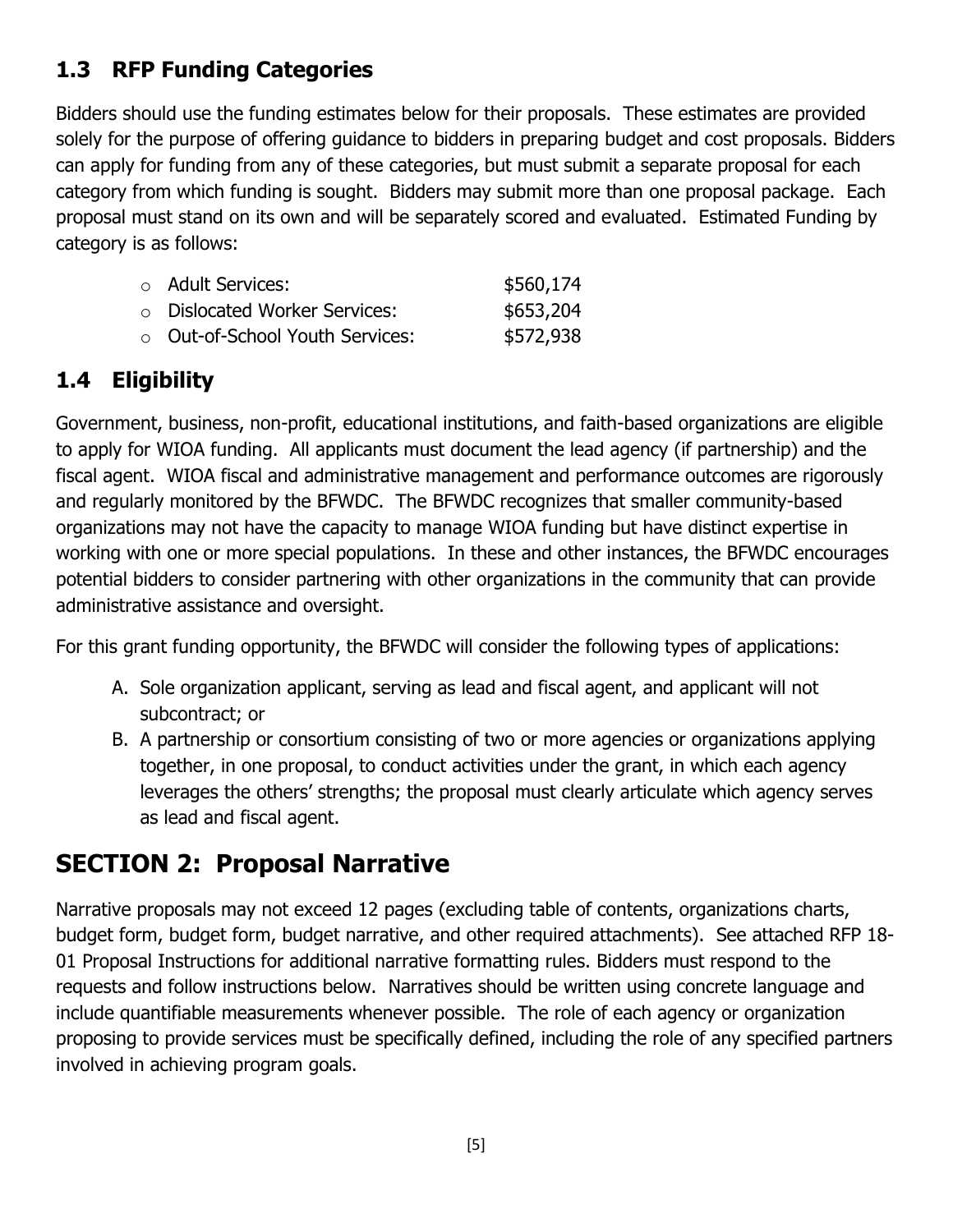## 1.3 RFP Funding Categories

Bidders should use the funding estimates below for their proposals. These estimates are provided solely for the purpose of offering guidance to bidders in preparing budget and cost proposals. Bidders can apply for funding from any of these categories, but must submit a separate proposal for each category from which funding is sought. Bidders may submit more than one proposal package. Each proposal must stand on its own and will be separately scored and evaluated. Estimated Funding by category is as follows:

- Adult Services: $560,174
- Dislocated Worker Services: $653,204
- Out-of-School Youth Services: $572,938

## 1.4 Eligibility

Government, business, non-profit, educational institutions, and faith-based organizations are eligible to apply for WIOA funding. All applicants must document the lead agency (if partnership) and the fiscal agent. WIOA fiscal and administrative management and performance outcomes are rigorously and regularly monitored by the BFWDC. The BFWDC recognizes that smaller community-based organizations may not have the capacity to manage WIOA funding but have distinct expertise in working with one or more special populations. In these and other instances, the BFWDC encourages potential bidders to consider partnering with other organizations in the community that can provide administrative assistance and oversight.

For this grant funding opportunity, the BFWDC will consider the following types of applications:

A. Sole organization applicant, serving as lead and fiscal agent, and applicant will not subcontract; or
B. A partnership or consortium consisting of two or more agencies or organizations applying together, in one proposal, to conduct activities under the grant, in which each agency leverages the others' strengths; the proposal must clearly articulate which agency serves as lead and fiscal agent.

# SECTION 2: Proposal Narrative

Narrative proposals may not exceed 12 pages (excluding table of contents, organizations charts, budget form, budget form, budget narrative, and other required attachments). See attached RFP 18-01 Proposal Instructions for additional narrative formatting rules. Bidders must respond to the requests and follow instructions below. Narratives should be written using concrete language and include quantifiable measurements whenever possible. The role of each agency or organization proposing to provide services must be specifically defined, including the role of any specified partners involved in achieving program goals.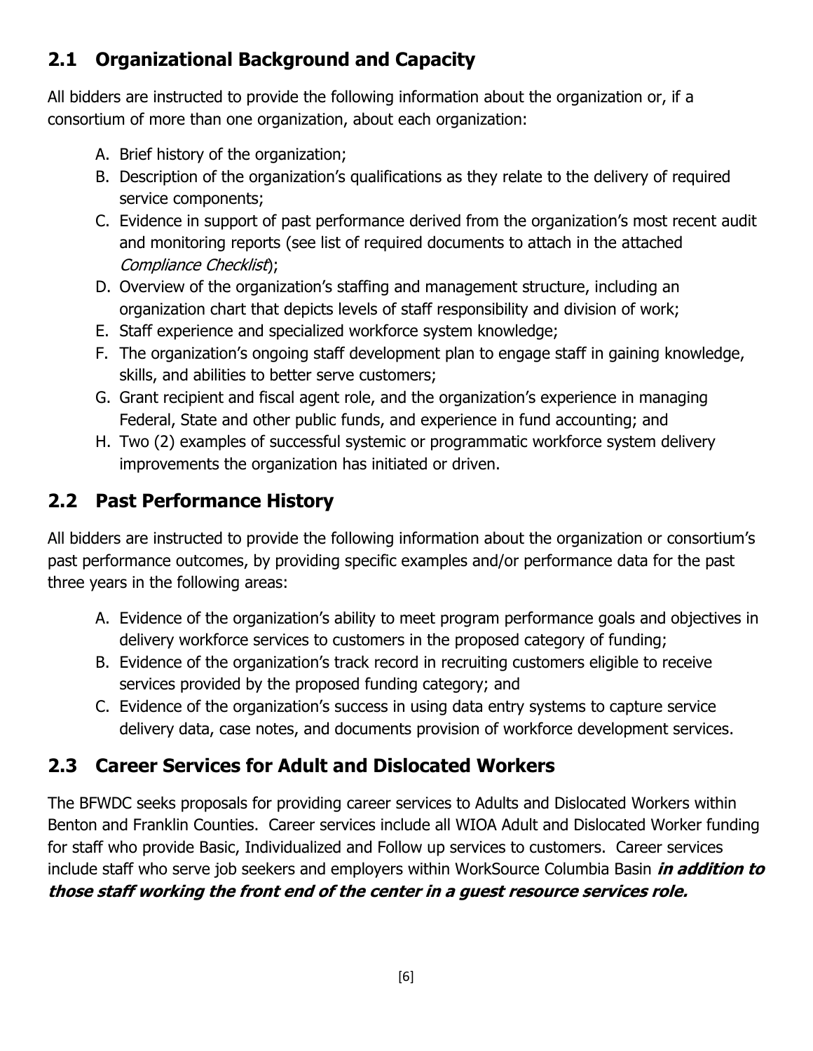## 2.1 Organizational Background and Capacity

All bidders are instructed to provide the following information about the organization or, if a consortium of more than one organization, about each organization:

A. Brief history of the organization;
B. Description of the organization's qualifications as they relate to the delivery of required service components;
C. Evidence in support of past performance derived from the organization's most recent audit and monitoring reports (see list of required documents to attach in the attached *Compliance Checklist*);
D. Overview of the organization's staffing and management structure, including an organization chart that depicts levels of staff responsibility and division of work;
E. Staff experience and specialized workforce system knowledge;
F. The organization's ongoing staff development plan to engage staff in gaining knowledge, skills, and abilities to better serve customers;
G. Grant recipient and fiscal agent role, and the organization's experience in managing Federal, State and other public funds, and experience in fund accounting; and
H. Two (2) examples of successful systemic or programmatic workforce system delivery improvements the organization has initiated or driven.

## 2.2 Past Performance History

All bidders are instructed to provide the following information about the organization or consortium's past performance outcomes, by providing specific examples and/or performance data for the past three years in the following areas:

A. Evidence of the organization's ability to meet program performance goals and objectives in delivery workforce services to customers in the proposed category of funding;
B. Evidence of the organization's track record in recruiting customers eligible to receive services provided by the proposed funding category; and
C. Evidence of the organization's success in using data entry systems to capture service delivery data, case notes, and documents provision of workforce development services.

## 2.3 Career Services for Adult and Dislocated Workers

The BFWDC seeks proposals for providing career services to Adults and Dislocated Workers within Benton and Franklin Counties. Career services include all WIOA Adult and Dislocated Worker funding for staff who provide Basic, Individualized and Follow up services to customers. Career services include staff who serve job seekers and employers within WorkSource Columbia Basin ***in addition to those staff working the front end of the center in a guest resource services role.***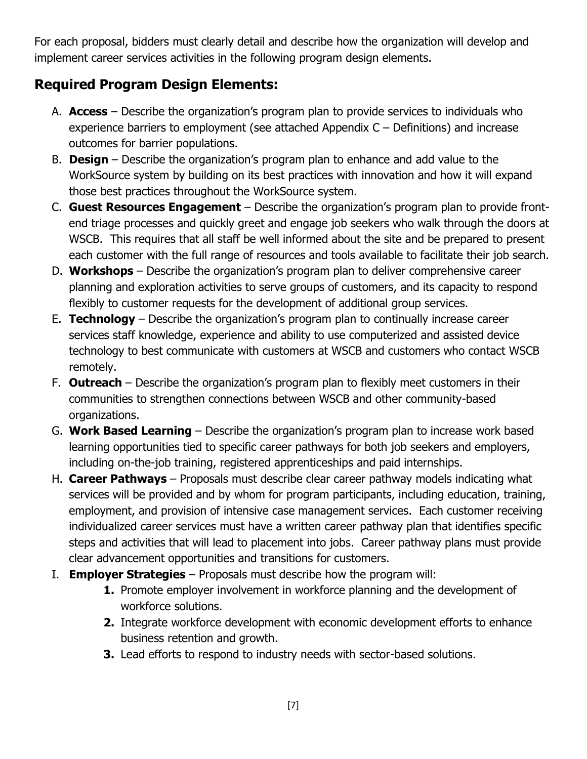For each proposal, bidders must clearly detail and describe how the organization will develop and implement career services activities in the following program design elements.

## Required Program Design Elements:

A. **Access** – Describe the organization's program plan to provide services to individuals who experience barriers to employment (see attached Appendix C – Definitions) and increase outcomes for barrier populations.

B. **Design** – Describe the organization's program plan to enhance and add value to the WorkSource system by building on its best practices with innovation and how it will expand those best practices throughout the WorkSource system.

C. **Guest Resources Engagement** – Describe the organization's program plan to provide front-end triage processes and quickly greet and engage job seekers who walk through the doors at WSCB. This requires that all staff be well informed about the site and be prepared to present each customer with the full range of resources and tools available to facilitate their job search.

D. **Workshops** – Describe the organization's program plan to deliver comprehensive career planning and exploration activities to serve groups of customers, and its capacity to respond flexibly to customer requests for the development of additional group services.

E. **Technology** – Describe the organization's program plan to continually increase career services staff knowledge, experience and ability to use computerized and assisted device technology to best communicate with customers at WSCB and customers who contact WSCB remotely.

F. **Outreach** – Describe the organization's program plan to flexibly meet customers in their communities to strengthen connections between WSCB and other community-based organizations.

G. **Work Based Learning** – Describe the organization's program plan to increase work based learning opportunities tied to specific career pathways for both job seekers and employers, including on-the-job training, registered apprenticeships and paid internships.

H. **Career Pathways** – Proposals must describe clear career pathway models indicating what services will be provided and by whom for program participants, including education, training, employment, and provision of intensive case management services. Each customer receiving individualized career services must have a written career pathway plan that identifies specific steps and activities that will lead to placement into jobs. Career pathway plans must provide clear advancement opportunities and transitions for customers.

I. **Employer Strategies** – Proposals must describe how the program will:

   1. Promote employer involvement in workforce planning and the development of workforce solutions.
   2. Integrate workforce development with economic development efforts to enhance business retention and growth.
   3. Lead efforts to respond to industry needs with sector-based solutions.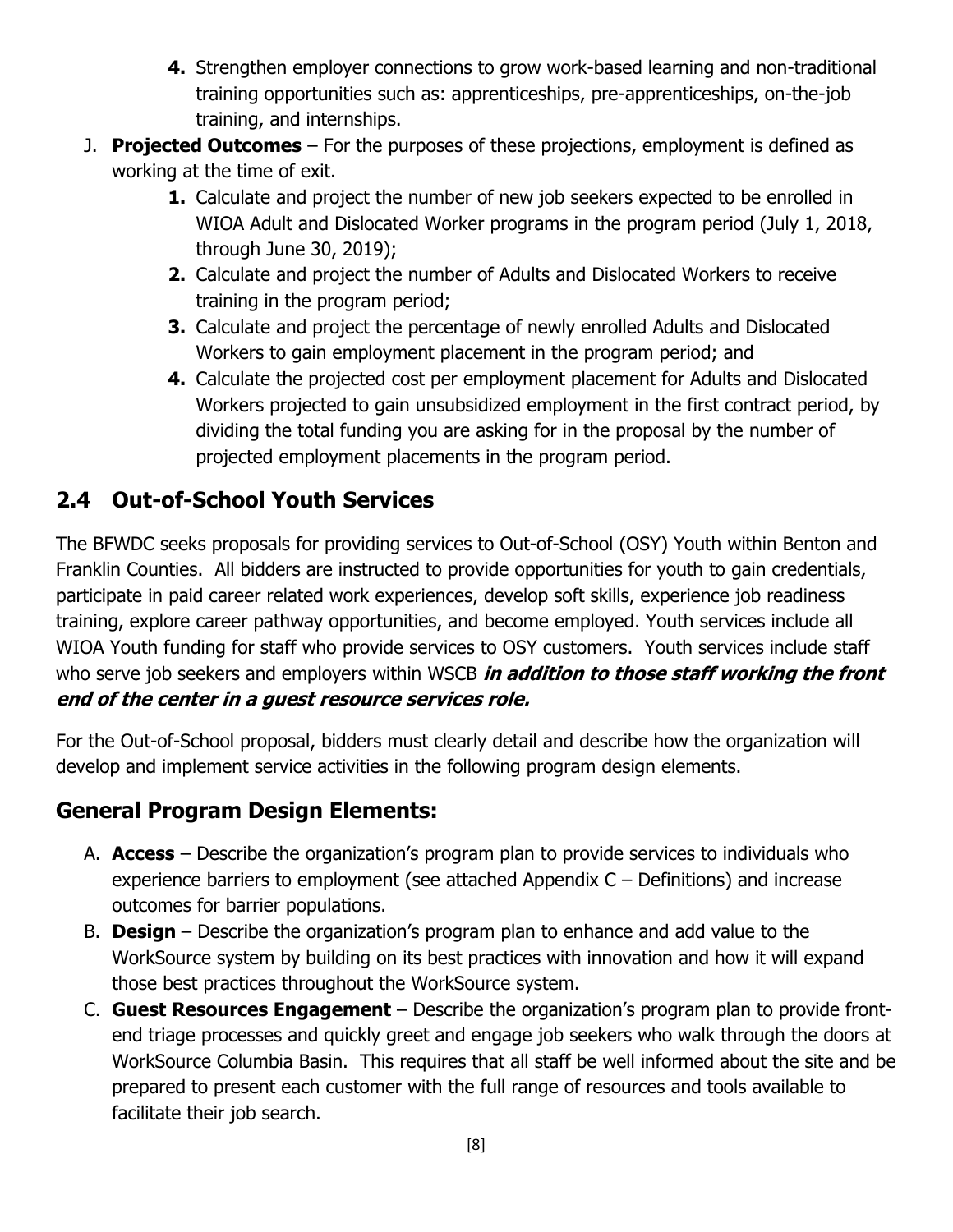4. Strengthen employer connections to grow work-based learning and non-traditional training opportunities such as: apprenticeships, pre-apprenticeships, on-the-job training, and internships.

J. **Projected Outcomes** – For the purposes of these projections, employment is defined as working at the time of exit.

   1. Calculate and project the number of new job seekers expected to be enrolled in WIOA Adult and Dislocated Worker programs in the program period (July 1, 2018, through June 30, 2019);
   2. Calculate and project the number of Adults and Dislocated Workers to receive training in the program period;
   3. Calculate and project the percentage of newly enrolled Adults and Dislocated Workers to gain employment placement in the program period; and
   4. Calculate the projected cost per employment placement for Adults and Dislocated Workers projected to gain unsubsidized employment in the first contract period, by dividing the total funding you are asking for in the proposal by the number of projected employment placements in the program period.

## 2.4 Out-of-School Youth Services

The BFWDC seeks proposals for providing services to Out-of-School (OSY) Youth within Benton and Franklin Counties. All bidders are instructed to provide opportunities for youth to gain credentials, participate in paid career related work experiences, develop soft skills, experience job readiness training, explore career pathway opportunities, and become employed. Youth services include all WIOA Youth funding for staff who provide services to OSY customers. Youth services include staff who serve job seekers and employers within WSCB ***in addition to those staff working the front end of the center in a guest resource services role.***

For the Out-of-School proposal, bidders must clearly detail and describe how the organization will develop and implement service activities in the following program design elements.

## General Program Design Elements:

A. **Access** – Describe the organization's program plan to provide services to individuals who experience barriers to employment (see attached Appendix C – Definitions) and increase outcomes for barrier populations.

B. **Design** – Describe the organization's program plan to enhance and add value to the WorkSource system by building on its best practices with innovation and how it will expand those best practices throughout the WorkSource system.

C. **Guest Resources Engagement** – Describe the organization's program plan to provide front-end triage processes and quickly greet and engage job seekers who walk through the doors at WorkSource Columbia Basin. This requires that all staff be well informed about the site and be prepared to present each customer with the full range of resources and tools available to facilitate their job search.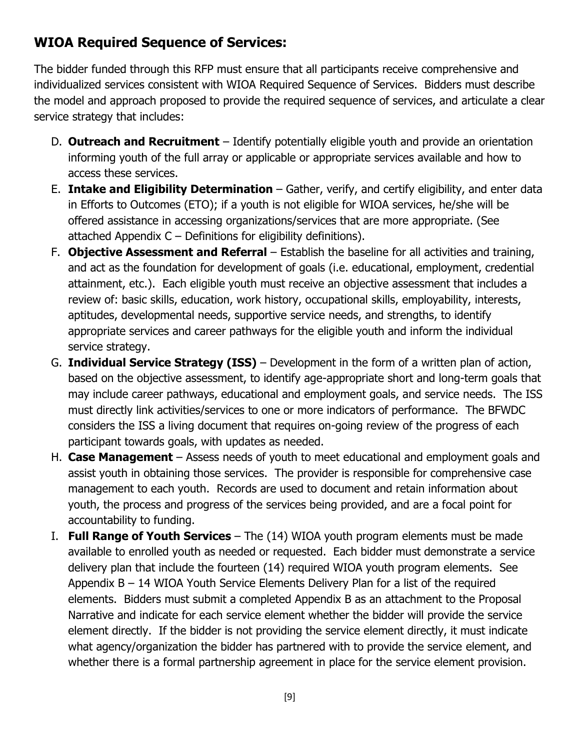## WIOA Required Sequence of Services:

The bidder funded through this RFP must ensure that all participants receive comprehensive and individualized services consistent with WIOA Required Sequence of Services. Bidders must describe the model and approach proposed to provide the required sequence of services, and articulate a clear service strategy that includes:

D. **Outreach and Recruitment** – Identify potentially eligible youth and provide an orientation informing youth of the full array or applicable or appropriate services available and how to access these services.

E. **Intake and Eligibility Determination** – Gather, verify, and certify eligibility, and enter data in Efforts to Outcomes (ETO); if a youth is not eligible for WIOA services, he/she will be offered assistance in accessing organizations/services that are more appropriate. (See attached Appendix C – Definitions for eligibility definitions).

F. **Objective Assessment and Referral** – Establish the baseline for all activities and training, and act as the foundation for development of goals (i.e. educational, employment, credential attainment, etc.). Each eligible youth must receive an objective assessment that includes a review of: basic skills, education, work history, occupational skills, employability, interests, aptitudes, developmental needs, supportive service needs, and strengths, to identify appropriate services and career pathways for the eligible youth and inform the individual service strategy.

G. **Individual Service Strategy (ISS)** – Development in the form of a written plan of action, based on the objective assessment, to identify age-appropriate short and long-term goals that may include career pathways, educational and employment goals, and service needs. The ISS must directly link activities/services to one or more indicators of performance. The BFWDC considers the ISS a living document that requires on-going review of the progress of each participant towards goals, with updates as needed.

H. **Case Management** – Assess needs of youth to meet educational and employment goals and assist youth in obtaining those services. The provider is responsible for comprehensive case management to each youth. Records are used to document and retain information about youth, the process and progress of the services being provided, and are a focal point for accountability to funding.

I. **Full Range of Youth Services** – The (14) WIOA youth program elements must be made available to enrolled youth as needed or requested. Each bidder must demonstrate a service delivery plan that include the fourteen (14) required WIOA youth program elements. See Appendix B – 14 WIOA Youth Service Elements Delivery Plan for a list of the required elements. Bidders must submit a completed Appendix B as an attachment to the Proposal Narrative and indicate for each service element whether the bidder will provide the service element directly. If the bidder is not providing the service element directly, it must indicate what agency/organization the bidder has partnered with to provide the service element, and whether there is a formal partnership agreement in place for the service element provision.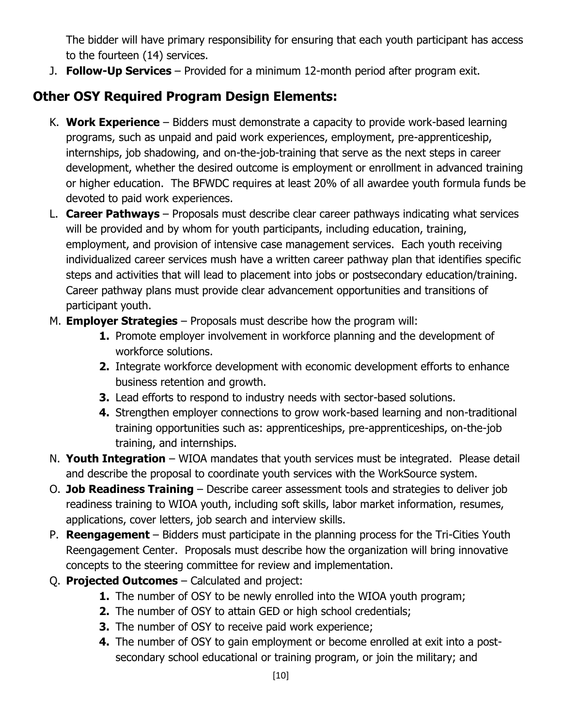The bidder will have primary responsibility for ensuring that each youth participant has access to the fourteen (14) services.

J. **Follow-Up Services** – Provided for a minimum 12-month period after program exit.

## Other OSY Required Program Design Elements:

K. **Work Experience** – Bidders must demonstrate a capacity to provide work-based learning programs, such as unpaid and paid work experiences, employment, pre-apprenticeship, internships, job shadowing, and on-the-job-training that serve as the next steps in career development, whether the desired outcome is employment or enrollment in advanced training or higher education. The BFWDC requires at least 20% of all awardee youth formula funds be devoted to paid work experiences.

L. **Career Pathways** – Proposals must describe clear career pathways indicating what services will be provided and by whom for youth participants, including education, training, employment, and provision of intensive case management services. Each youth receiving individualized career services mush have a written career pathway plan that identifies specific steps and activities that will lead to placement into jobs or postsecondary education/training. Career pathway plans must provide clear advancement opportunities and transitions of participant youth.

M. **Employer Strategies** – Proposals must describe how the program will:
   1. Promote employer involvement in workforce planning and the development of workforce solutions.
   2. Integrate workforce development with economic development efforts to enhance business retention and growth.
   3. Lead efforts to respond to industry needs with sector-based solutions.
   4. Strengthen employer connections to grow work-based learning and non-traditional training opportunities such as: apprenticeships, pre-apprenticeships, on-the-job training, and internships.

N. **Youth Integration** – WIOA mandates that youth services must be integrated. Please detail and describe the proposal to coordinate youth services with the WorkSource system.

O. **Job Readiness Training** – Describe career assessment tools and strategies to deliver job readiness training to WIOA youth, including soft skills, labor market information, resumes, applications, cover letters, job search and interview skills.

P. **Reengagement** – Bidders must participate in the planning process for the Tri-Cities Youth Reengagement Center. Proposals must describe how the organization will bring innovative concepts to the steering committee for review and implementation.

Q. **Projected Outcomes** – Calculated and project:
   1. The number of OSY to be newly enrolled into the WIOA youth program;
   2. The number of OSY to attain GED or high school credentials;
   3. The number of OSY to receive paid work experience;
   4. The number of OSY to gain employment or become enrolled at exit into a post-secondary school educational or training program, or join the military; and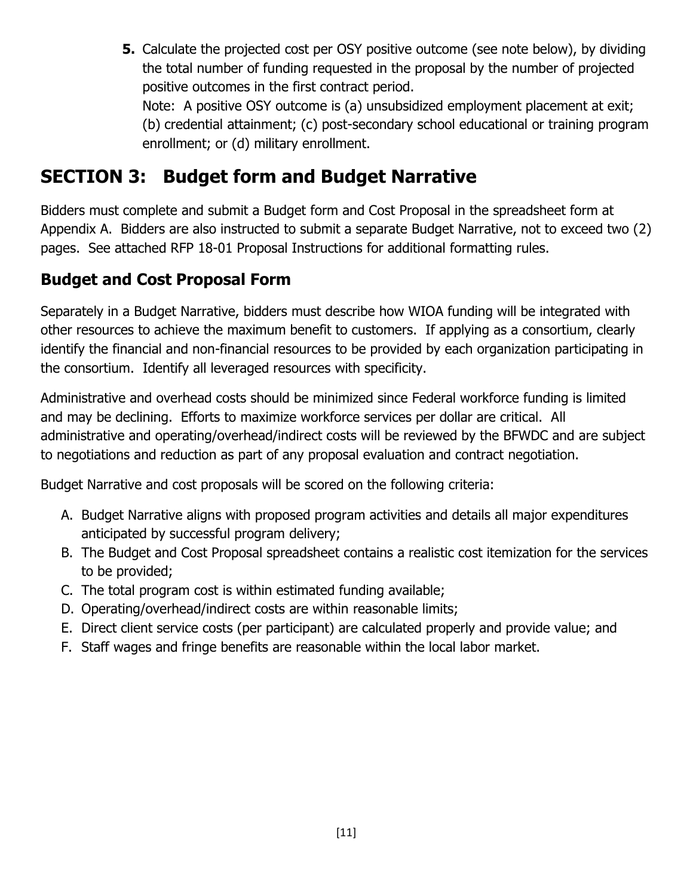5. Calculate the projected cost per OSY positive outcome (see note below), by dividing the total number of funding requested in the proposal by the number of projected positive outcomes in the first contract period.
   Note: A positive OSY outcome is (a) unsubsidized employment placement at exit; (b) credential attainment; (c) post-secondary school educational or training program enrollment; or (d) military enrollment.

## SECTION 3: Budget form and Budget Narrative

Bidders must complete and submit a Budget form and Cost Proposal in the spreadsheet form at Appendix A. Bidders are also instructed to submit a separate Budget Narrative, not to exceed two (2) pages. See attached RFP 18-01 Proposal Instructions for additional formatting rules.

### Budget and Cost Proposal Form

Separately in a Budget Narrative, bidders must describe how WIOA funding will be integrated with other resources to achieve the maximum benefit to customers. If applying as a consortium, clearly identify the financial and non-financial resources to be provided by each organization participating in the consortium. Identify all leveraged resources with specificity.

Administrative and overhead costs should be minimized since Federal workforce funding is limited and may be declining. Efforts to maximize workforce services per dollar are critical. All administrative and operating/overhead/indirect costs will be reviewed by the BFWDC and are subject to negotiations and reduction as part of any proposal evaluation and contract negotiation.

Budget Narrative and cost proposals will be scored on the following criteria:

A. Budget Narrative aligns with proposed program activities and details all major expenditures anticipated by successful program delivery;
B. The Budget and Cost Proposal spreadsheet contains a realistic cost itemization for the services to be provided;
C. The total program cost is within estimated funding available;
D. Operating/overhead/indirect costs are within reasonable limits;
E. Direct client service costs (per participant) are calculated properly and provide value; and
F. Staff wages and fringe benefits are reasonable within the local labor market.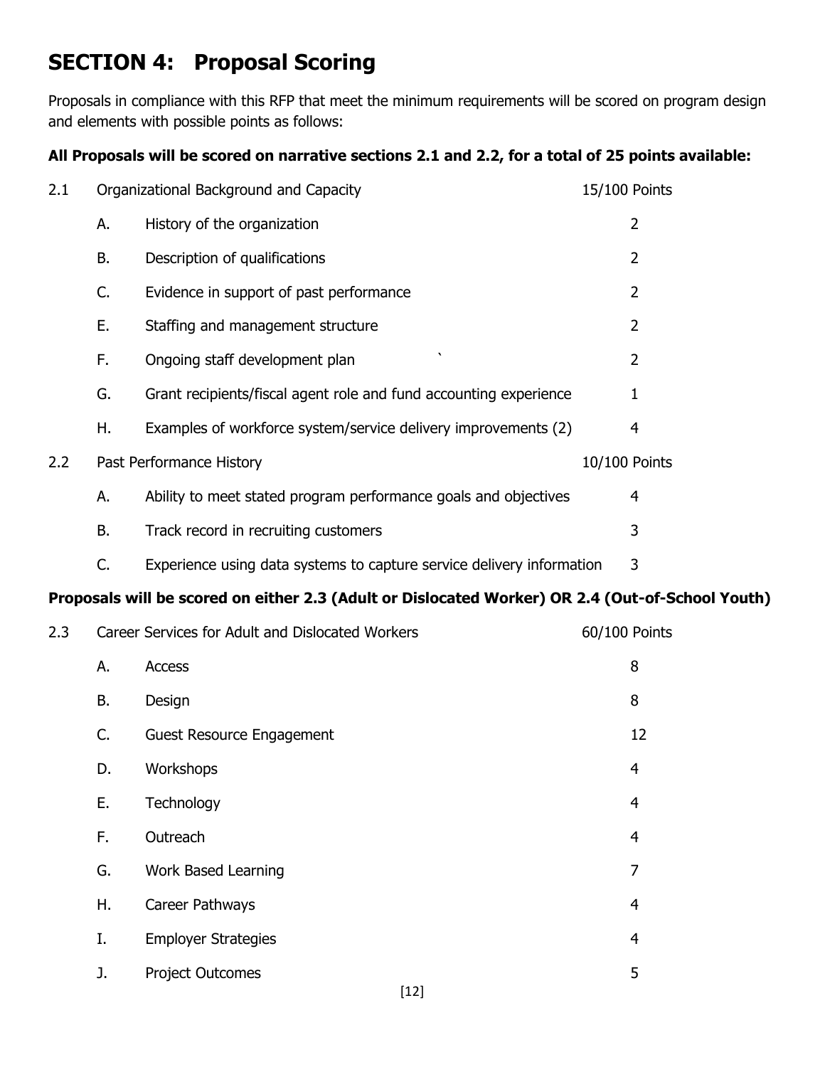# SECTION 4: Proposal Scoring

Proposals in compliance with this RFP that meet the minimum requirements will be scored on program design and elements with possible points as follows:

**All Proposals will be scored on narrative sections 2.1 and 2.2, for a total of 25 points available:**

| | | | |
|---|---|---|---|
| 2.1 | Organizational Background and Capacity | | 15/100 Points |
| | A. | History of the organization | 2 |
| | B. | Description of qualifications | 2 |
| | C. | Evidence in support of past performance | 2 |
| | E. | Staffing and management structure | 2 |
| | F. | Ongoing staff development plan ` | 2 |
| | G. | Grant recipients/fiscal agent role and fund accounting experience | 1 |
| | H. | Examples of workforce system/service delivery improvements (2) | 4 |
| 2.2 | Past Performance History | | 10/100 Points |
| | A. | Ability to meet stated program performance goals and objectives | 4 |
| | B. | Track record in recruiting customers | 3 |
| | C. | Experience using data systems to capture service delivery information | 3 |

**Proposals will be scored on either 2.3 (Adult or Dislocated Worker) OR 2.4 (Out-of-School Youth)**

| | | | |
|---|---|---|---|
| 2.3 | Career Services for Adult and Dislocated Workers | | 60/100 Points |
| | A. | Access | 8 |
| | B. | Design | 8 |
| | C. | Guest Resource Engagement | 12 |
| | D. | Workshops | 4 |
| | E. | Technology | 4 |
| | F. | Outreach | 4 |
| | G. | Work Based Learning | 7 |
| | H. | Career Pathways | 4 |
| | I. | Employer Strategies | 4 |
| | J. | Project Outcomes | 5 |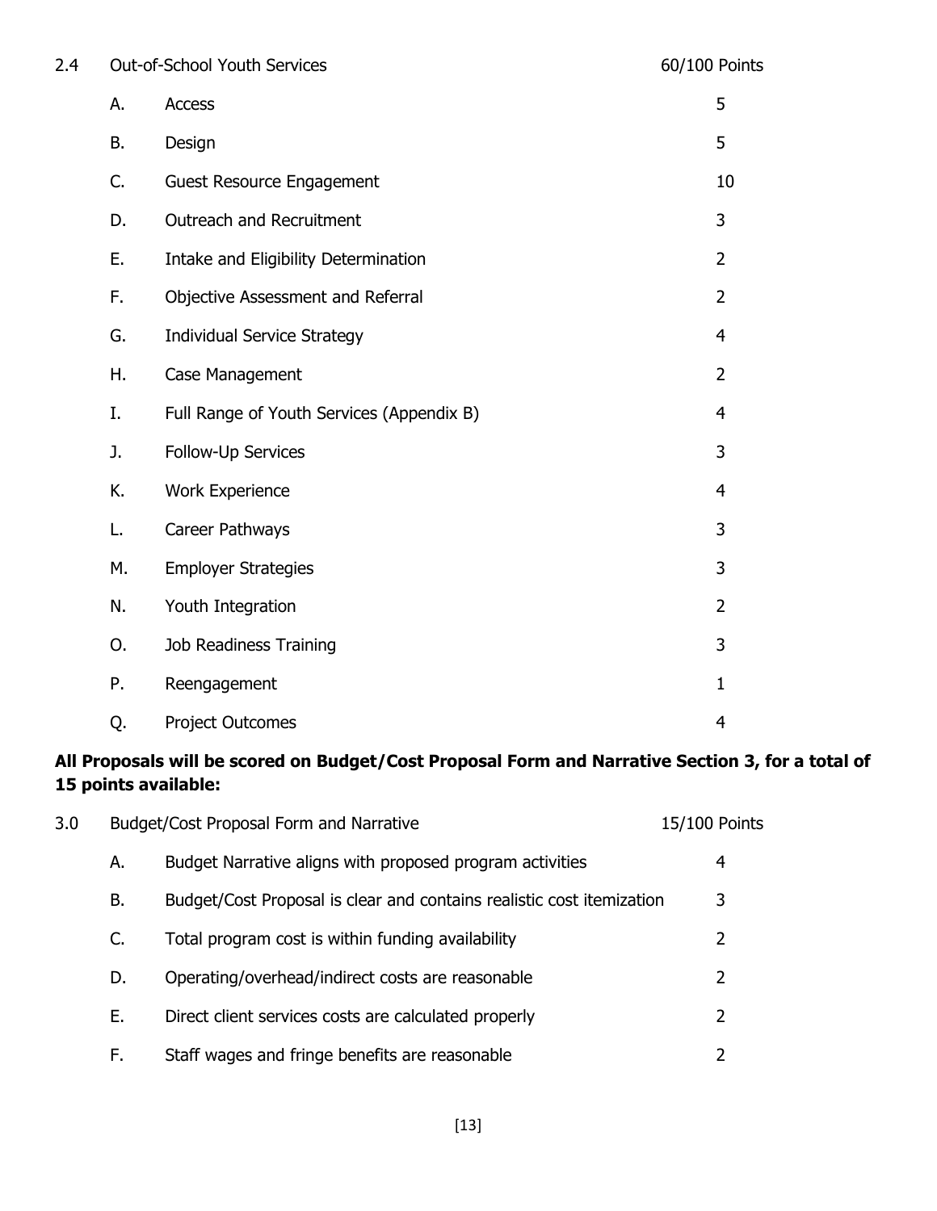| 2.4 | | Out-of-School Youth Services | 60/100 Points |
|---|---|---|---|
| | A. | Access | 5 |
| | B. | Design | 5 |
| | C. | Guest Resource Engagement | 10 |
| | D. | Outreach and Recruitment | 3 |
| | E. | Intake and Eligibility Determination | 2 |
| | F. | Objective Assessment and Referral | 2 |
| | G. | Individual Service Strategy | 4 |
| | H. | Case Management | 2 |
| | I. | Full Range of Youth Services (Appendix B) | 4 |
| | J. | Follow-Up Services | 3 |
| | K. | Work Experience | 4 |
| | L. | Career Pathways | 3 |
| | M. | Employer Strategies | 3 |
| | N. | Youth Integration | 2 |
| | O. | Job Readiness Training | 3 |
| | P. | Reengagement | 1 |
| | Q. | Project Outcomes | 4 |

**All Proposals will be scored on Budget/Cost Proposal Form and Narrative Section 3, for a total of 15 points available:**

| 3.0 | | Budget/Cost Proposal Form and Narrative | 15/100 Points |
|---|---|---|---|
| | A. | Budget Narrative aligns with proposed program activities | 4 |
| | B. | Budget/Cost Proposal is clear and contains realistic cost itemization | 3 |
| | C. | Total program cost is within funding availability | 2 |
| | D. | Operating/overhead/indirect costs are reasonable | 2 |
| | E. | Direct client services costs are calculated properly | 2 |
| | F. | Staff wages and fringe benefits are reasonable | 2 |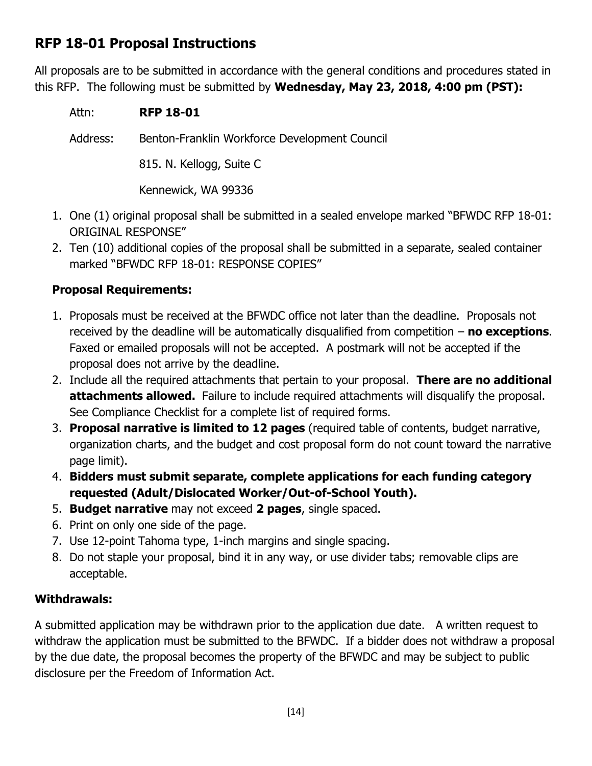## RFP 18-01 Proposal Instructions

All proposals are to be submitted in accordance with the general conditions and procedures stated in this RFP. The following must be submitted by **Wednesday, May 23, 2018, 4:00 pm (PST):**

Attn: **RFP 18-01**

Address: Benton-Franklin Workforce Development Council

815. N. Kellogg, Suite C

Kennewick, WA 99336

1. One (1) original proposal shall be submitted in a sealed envelope marked "BFWDC RFP 18-01: ORIGINAL RESPONSE"
2. Ten (10) additional copies of the proposal shall be submitted in a separate, sealed container marked "BFWDC RFP 18-01: RESPONSE COPIES"

### Proposal Requirements:

1. Proposals must be received at the BFWDC office not later than the deadline. Proposals not received by the deadline will be automatically disqualified from competition – **no exceptions**. Faxed or emailed proposals will not be accepted. A postmark will not be accepted if the proposal does not arrive by the deadline.
2. Include all the required attachments that pertain to your proposal. **There are no additional attachments allowed.** Failure to include required attachments will disqualify the proposal. See Compliance Checklist for a complete list of required forms.
3. **Proposal narrative is limited to 12 pages** (required table of contents, budget narrative, organization charts, and the budget and cost proposal form do not count toward the narrative page limit).
4. **Bidders must submit separate, complete applications for each funding category requested (Adult/Dislocated Worker/Out-of-School Youth).**
5. **Budget narrative** may not exceed **2 pages**, single spaced.
6. Print on only one side of the page.
7. Use 12-point Tahoma type, 1-inch margins and single spacing.
8. Do not staple your proposal, bind it in any way, or use divider tabs; removable clips are acceptable.

### Withdrawals:

A submitted application may be withdrawn prior to the application due date. A written request to withdraw the application must be submitted to the BFWDC. If a bidder does not withdraw a proposal by the due date, the proposal becomes the property of the BFWDC and may be subject to public disclosure per the Freedom of Information Act.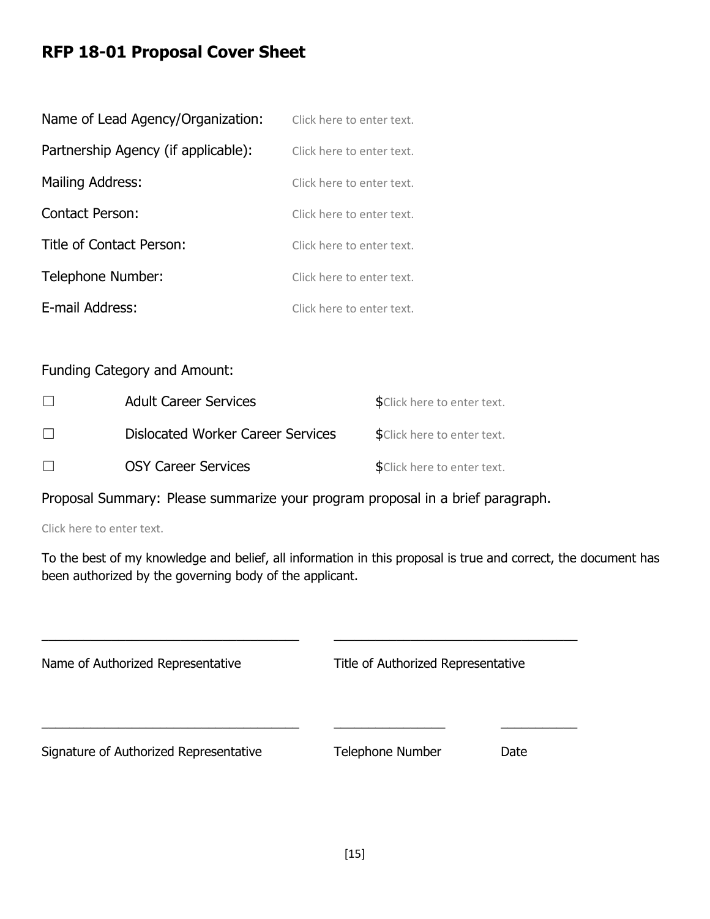# RFP 18-01 Proposal Cover Sheet

| | |
|---|---|
| Name of Lead Agency/Organization: | Click here to enter text. |
| Partnership Agency (if applicable): | Click here to enter text. |
| Mailing Address: | Click here to enter text. |
| Contact Person: | Click here to enter text. |
| Title of Contact Person: | Click here to enter text. |
| Telephone Number: | Click here to enter text. |
| E-mail Address: | Click here to enter text. |

Funding Category and Amount:

| | | |
|---|---|---|
| ☐ | Adult Career Services | $Click here to enter text. |
| ☐ | Dislocated Worker Career Services | $Click here to enter text. |
| ☐ | OSY Career Services | $Click here to enter text. |

Proposal Summary: Please summarize your program proposal in a brief paragraph.

Click here to enter text.

To the best of my knowledge and belief, all information in this proposal is true and correct, the document has been authorized by the governing body of the applicant.

\_\_\_\_\_\_\_\_\_\_\_\_\_\_\_\_\_\_\_\_\_\_\_\_\_\_\_\_\_\_\_\_\_\_\_\_\_ \_\_\_\_\_\_\_\_\_\_\_\_\_\_\_\_\_\_\_\_\_\_\_\_\_\_\_\_\_\_\_\_\_\_\_\_\_

Name of Authorized Representative Title of Authorized Representative

\_\_\_\_\_\_\_\_\_\_\_\_\_\_\_\_\_\_\_\_\_\_\_\_\_\_\_\_\_\_\_\_\_\_\_\_\_ \_\_\_\_\_\_\_\_\_\_\_\_\_\_\_\_\_ \_\_\_\_\_\_\_\_\_\_\_

Signature of Authorized Representative Telephone Number Date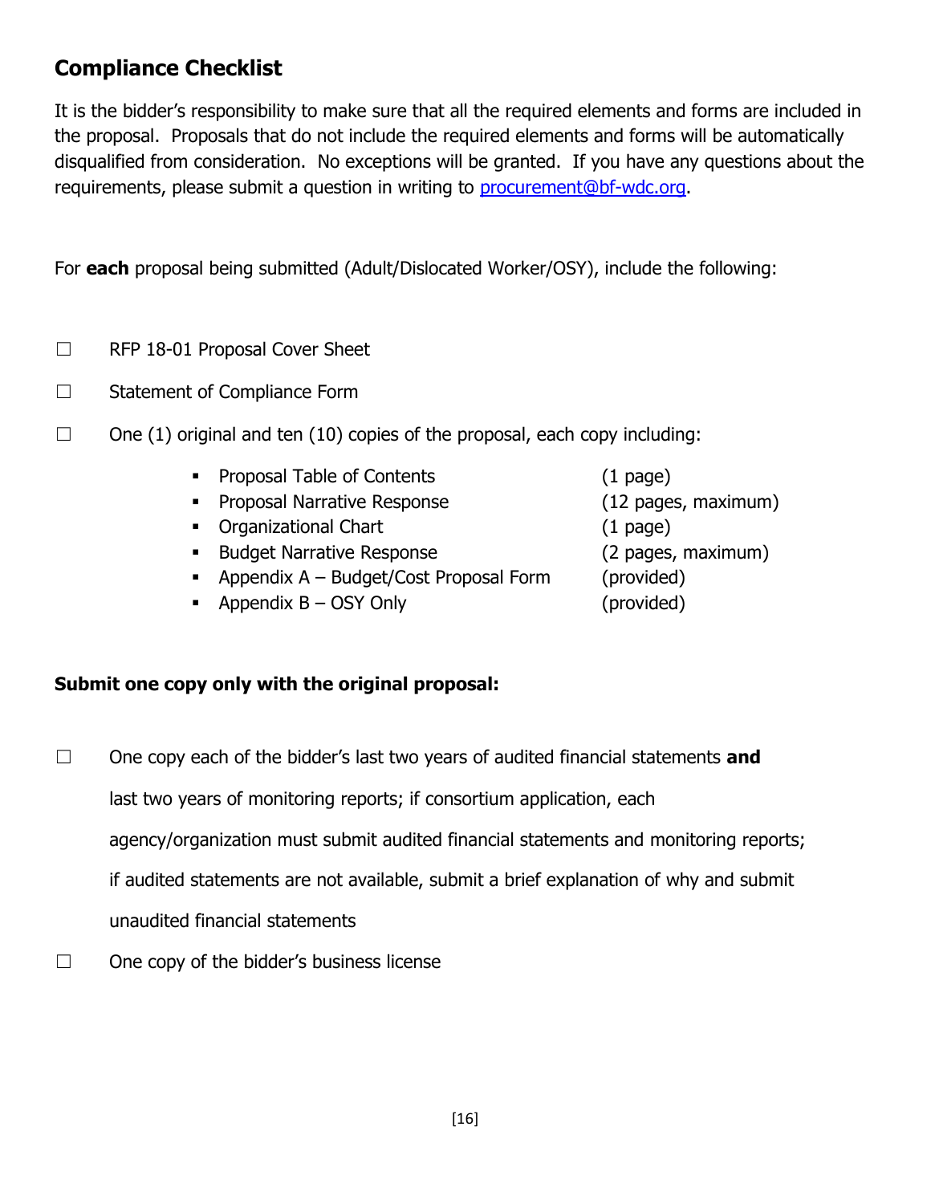## Compliance Checklist

It is the bidder's responsibility to make sure that all the required elements and forms are included in the proposal. Proposals that do not include the required elements and forms will be automatically disqualified from consideration. No exceptions will be granted. If you have any questions about the requirements, please submit a question in writing to procurement@bf-wdc.org.

For **each** proposal being submitted (Adult/Dislocated Worker/OSY), include the following:

☐ RFP 18-01 Proposal Cover Sheet

☐ Statement of Compliance Form

☐ One (1) original and ten (10) copies of the proposal, each copy including:

- Proposal Table of Contents (1 page)
- Proposal Narrative Response (12 pages, maximum)
- Organizational Chart (1 page)
- Budget Narrative Response (2 pages, maximum)
- Appendix A – Budget/Cost Proposal Form (provided)
- Appendix B – OSY Only (provided)

**Submit one copy only with the original proposal:**

☐ One copy each of the bidder's last two years of audited financial statements **and** last two years of monitoring reports; if consortium application, each agency/organization must submit audited financial statements and monitoring reports; if audited statements are not available, submit a brief explanation of why and submit unaudited financial statements

☐ One copy of the bidder's business license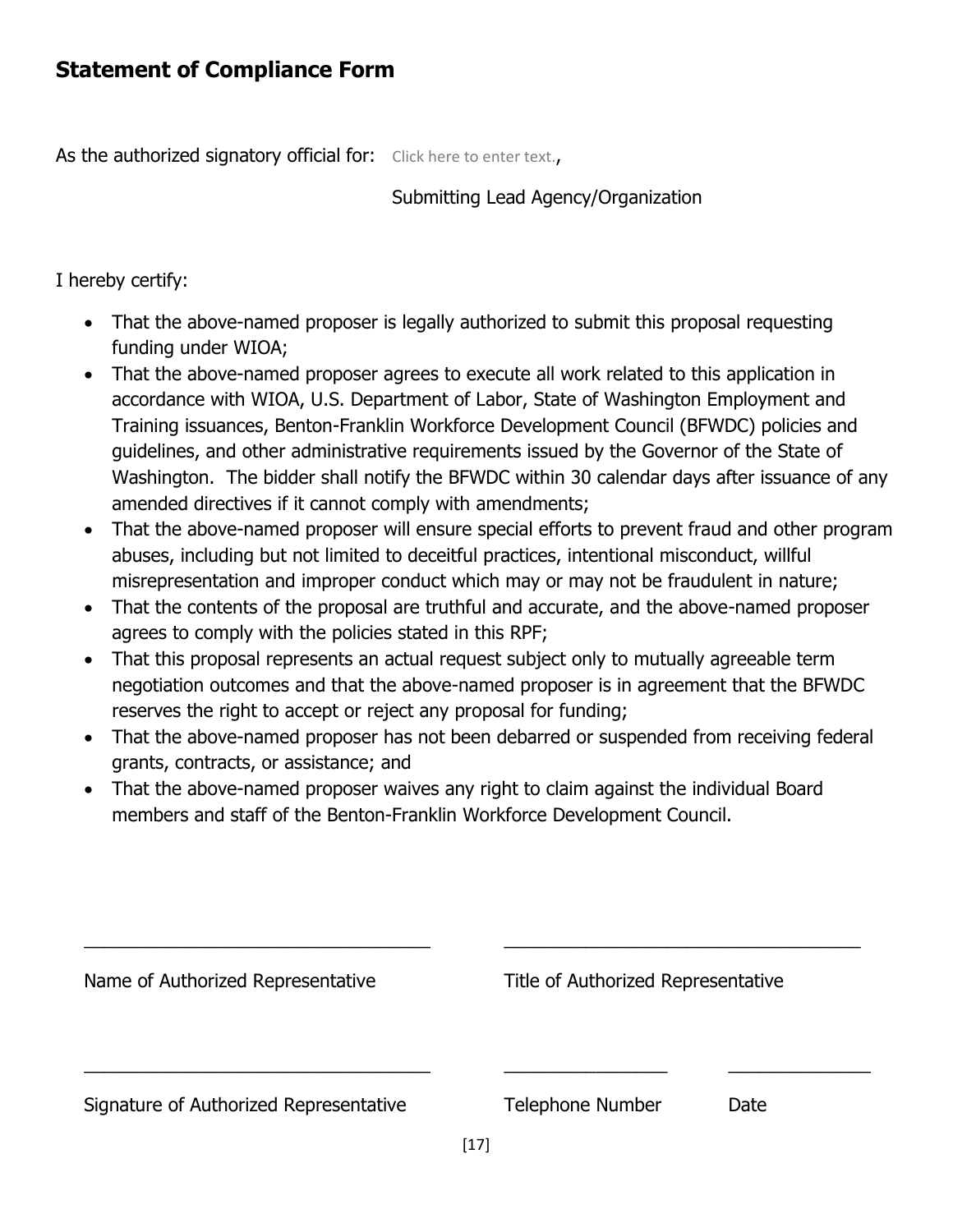## Statement of Compliance Form

As the authorized signatory official for: Click here to enter text.,

Submitting Lead Agency/Organization

I hereby certify:

- That the above-named proposer is legally authorized to submit this proposal requesting funding under WIOA;
- That the above-named proposer agrees to execute all work related to this application in accordance with WIOA, U.S. Department of Labor, State of Washington Employment and Training issuances, Benton-Franklin Workforce Development Council (BFWDC) policies and guidelines, and other administrative requirements issued by the Governor of the State of Washington. The bidder shall notify the BFWDC within 30 calendar days after issuance of any amended directives if it cannot comply with amendments;
- That the above-named proposer will ensure special efforts to prevent fraud and other program abuses, including but not limited to deceitful practices, intentional misconduct, willful misrepresentation and improper conduct which may or may not be fraudulent in nature;
- That the contents of the proposal are truthful and accurate, and the above-named proposer agrees to comply with the policies stated in this RPF;
- That this proposal represents an actual request subject only to mutually agreeable term negotiation outcomes and that the above-named proposer is in agreement that the BFWDC reserves the right to accept or reject any proposal for funding;
- That the above-named proposer has not been debarred or suspended from receiving federal grants, contracts, or assistance; and
- That the above-named proposer waives any right to claim against the individual Board members and staff of the Benton-Franklin Workforce Development Council.

___________________________________ ___________________________________

Name of Authorized Representative Title of Authorized Representative

___________________________________ ________________ ______________

Signature of Authorized Representative Telephone Number Date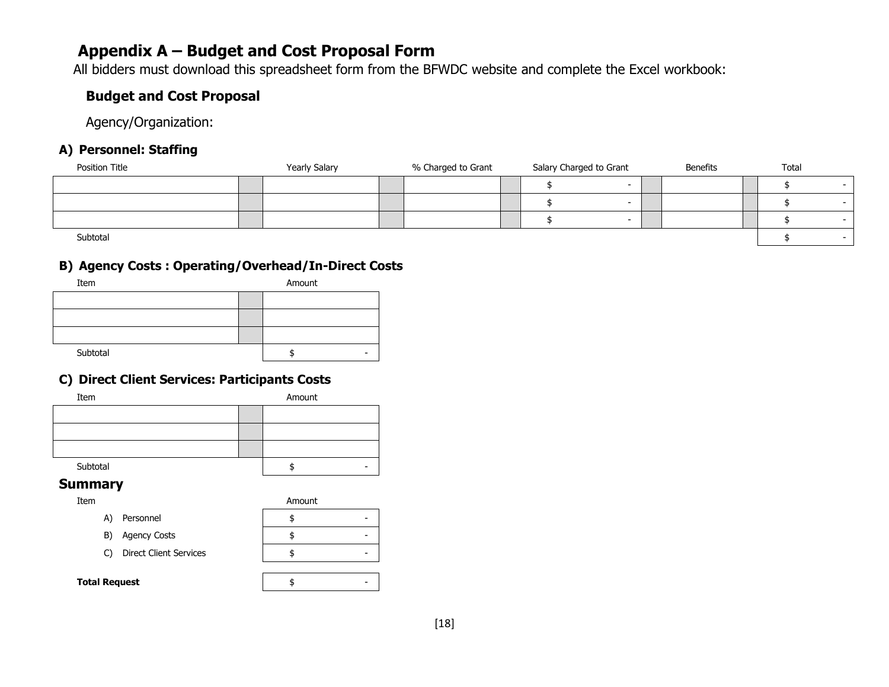# Appendix A – Budget and Cost Proposal Form

All bidders must download this spreadsheet form from the BFWDC website and complete the Excel workbook:

## Budget and Cost Proposal

Agency/Organization:

### A) Personnel: Staffing

| Position Title | Yearly Salary | % Charged to Grant | Salary Charged to Grant | Benefits | Total |
|---|---|---|---|---|---|
| | | | $ - | | $ - |
| | | | $ - | | $ - |
| | | | $ - | | $ - |
| Subtotal | | | | | $ - |

### B) Agency Costs : Operating/Overhead/In-Direct Costs

| Item | Amount |
|---|---|
| | |
| | |
| | |
| Subtotal | $ - |

### C) Direct Client Services: Participants Costs

| Item | Amount |
|---|---|
| | |
| | |
| | |
| Subtotal | $ - |

### Summary

| Item | Amount |
|---|---|
| A) Personnel | $ - |
| B) Agency Costs | $ - |
| C) Direct Client Services | $ - |
| **Total Request** | $ - |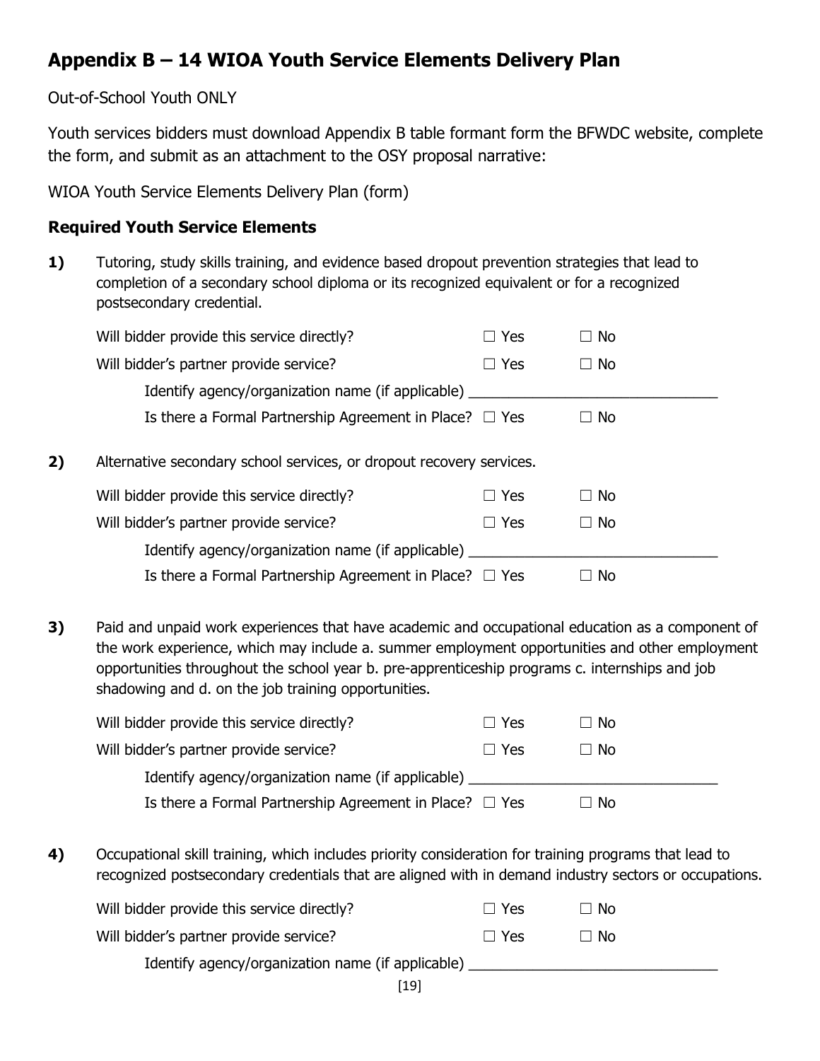## Appendix B – 14 WIOA Youth Service Elements Delivery Plan

Out-of-School Youth ONLY

Youth services bidders must download Appendix B table formant form the BFWDC website, complete the form, and submit as an attachment to the OSY proposal narrative:

WIOA Youth Service Elements Delivery Plan (form)

### Required Youth Service Elements

**1)** Tutoring, study skills training, and evidence based dropout prevention strategies that lead to completion of a secondary school diploma or its recognized equivalent or for a recognized postsecondary credential.

Will bidder provide this service directly? ☐ Yes ☐ No

Will bidder's partner provide service? ☐ Yes ☐ No

Identify agency/organization name (if applicable) _______________________________

Is there a Formal Partnership Agreement in Place? ☐ Yes ☐ No

**2)** Alternative secondary school services, or dropout recovery services.

Will bidder provide this service directly? ☐ Yes ☐ No

Will bidder's partner provide service? ☐ Yes ☐ No

Identify agency/organization name (if applicable) _______________________________

Is there a Formal Partnership Agreement in Place? ☐ Yes ☐ No

**3)** Paid and unpaid work experiences that have academic and occupational education as a component of the work experience, which may include a. summer employment opportunities and other employment opportunities throughout the school year b. pre-apprenticeship programs c. internships and job shadowing and d. on the job training opportunities.

Will bidder provide this service directly? ☐ Yes ☐ No

Will bidder's partner provide service? ☐ Yes ☐ No

Identify agency/organization name (if applicable) _______________________________

Is there a Formal Partnership Agreement in Place? ☐ Yes ☐ No

**4)** Occupational skill training, which includes priority consideration for training programs that lead to recognized postsecondary credentials that are aligned with in demand industry sectors or occupations.

Will bidder provide this service directly? ☐ Yes ☐ No

Will bidder's partner provide service? ☐ Yes ☐ No

Identify agency/organization name (if applicable) _______________________________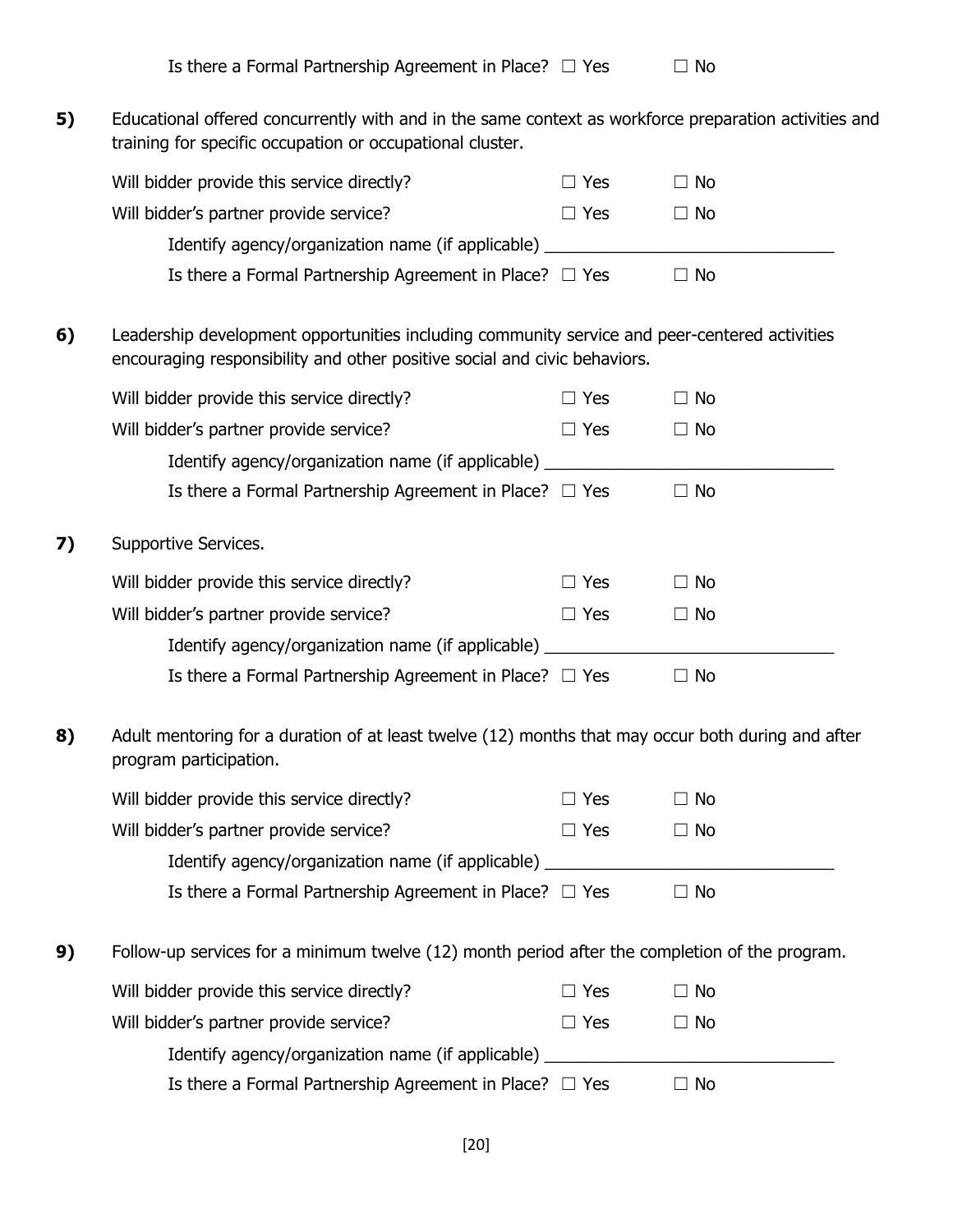Is there a Formal Partnership Agreement in Place? ☐ Yes ☐ No

**5)** Educational offered concurrently with and in the same context as workforce preparation activities and training for specific occupation or occupational cluster.

Will bidder provide this service directly? ☐ Yes ☐ No

Will bidder's partner provide service? ☐ Yes ☐ No

Identify agency/organization name (if applicable) ______________________________

Is there a Formal Partnership Agreement in Place? ☐ Yes ☐ No

**6)** Leadership development opportunities including community service and peer-centered activities encouraging responsibility and other positive social and civic behaviors.

Will bidder provide this service directly? ☐ Yes ☐ No

Will bidder's partner provide service? ☐ Yes ☐ No

Identify agency/organization name (if applicable) ______________________________

Is there a Formal Partnership Agreement in Place? ☐ Yes ☐ No

**7)** Supportive Services.

Will bidder provide this service directly? ☐ Yes ☐ No

Will bidder's partner provide service? ☐ Yes ☐ No

Identify agency/organization name (if applicable) ______________________________

Is there a Formal Partnership Agreement in Place? ☐ Yes ☐ No

**8)** Adult mentoring for a duration of at least twelve (12) months that may occur both during and after program participation.

Will bidder provide this service directly? ☐ Yes ☐ No

Will bidder's partner provide service? ☐ Yes ☐ No

Identify agency/organization name (if applicable) ______________________________

Is there a Formal Partnership Agreement in Place? ☐ Yes ☐ No

**9)** Follow-up services for a minimum twelve (12) month period after the completion of the program.

Will bidder provide this service directly? ☐ Yes ☐ No

Will bidder's partner provide service? ☐ Yes ☐ No

Identify agency/organization name (if applicable) ______________________________

Is there a Formal Partnership Agreement in Place? ☐ Yes ☐ No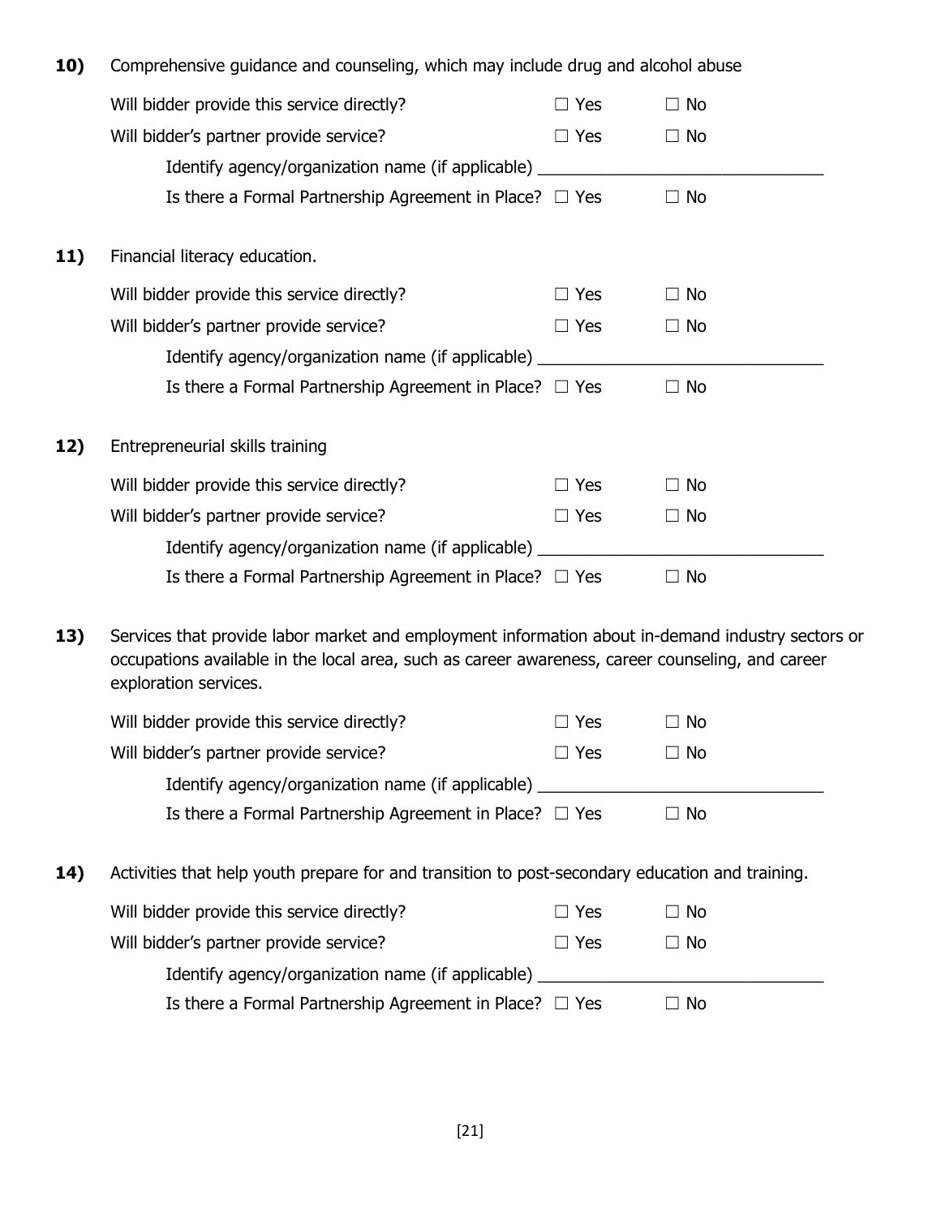**10)** Comprehensive guidance and counseling, which may include drug and alcohol abuse

Will bidder provide this service directly? ☐ Yes ☐ No

Will bidder's partner provide service? ☐ Yes ☐ No

Identify agency/organization name (if applicable) ______________________________

Is there a Formal Partnership Agreement in Place? ☐ Yes ☐ No

**11)** Financial literacy education.

Will bidder provide this service directly? ☐ Yes ☐ No

Will bidder's partner provide service? ☐ Yes ☐ No

Identify agency/organization name (if applicable) ______________________________

Is there a Formal Partnership Agreement in Place? ☐ Yes ☐ No

**12)** Entrepreneurial skills training

Will bidder provide this service directly? ☐ Yes ☐ No

Will bidder's partner provide service? ☐ Yes ☐ No

Identify agency/organization name (if applicable) ______________________________

Is there a Formal Partnership Agreement in Place? ☐ Yes ☐ No

**13)** Services that provide labor market and employment information about in-demand industry sectors or occupations available in the local area, such as career awareness, career counseling, and career exploration services.

Will bidder provide this service directly? ☐ Yes ☐ No

Will bidder's partner provide service? ☐ Yes ☐ No

Identify agency/organization name (if applicable) ______________________________

Is there a Formal Partnership Agreement in Place? ☐ Yes ☐ No

**14)** Activities that help youth prepare for and transition to post-secondary education and training.

Will bidder provide this service directly? ☐ Yes ☐ No

Will bidder's partner provide service? ☐ Yes ☐ No

Identify agency/organization name (if applicable) ______________________________

Is there a Formal Partnership Agreement in Place? ☐ Yes ☐ No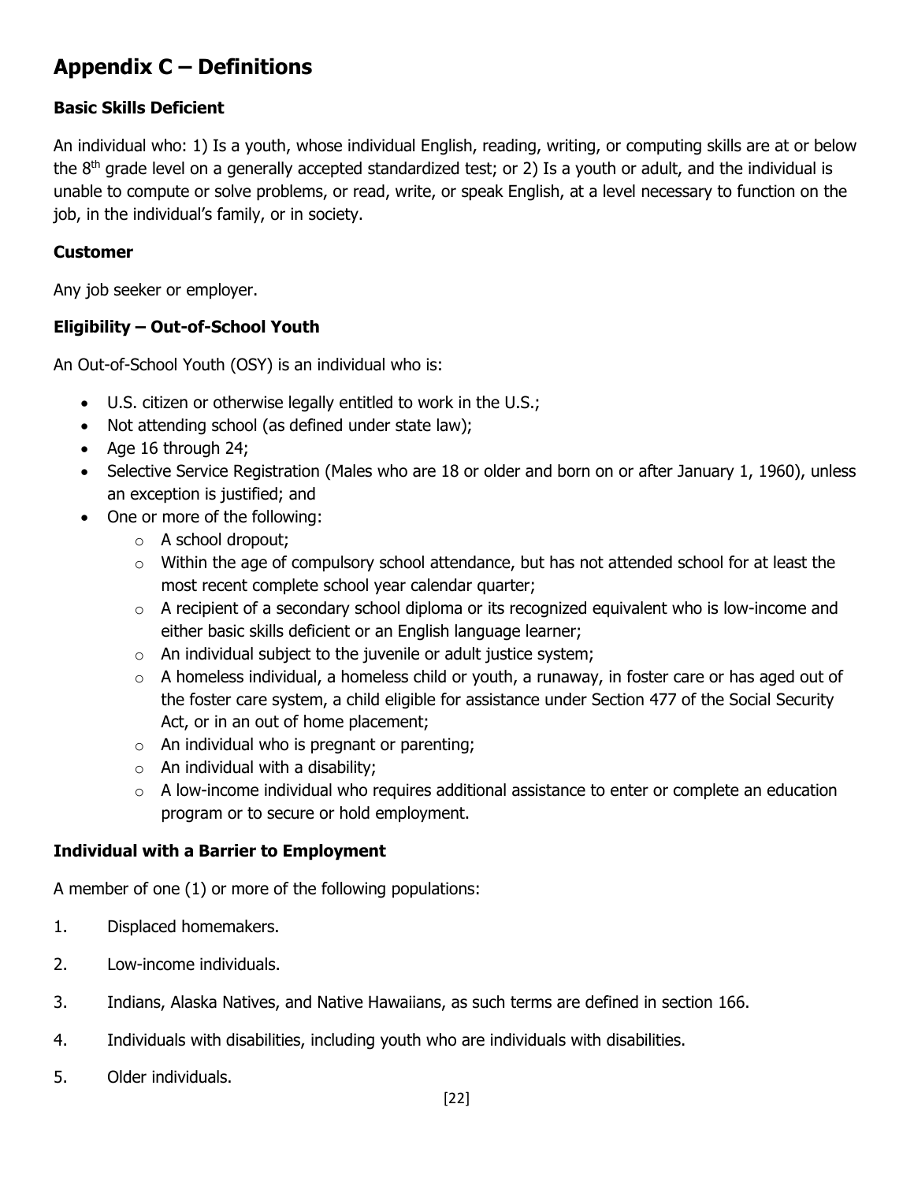# Appendix C – Definitions

### Basic Skills Deficient

An individual who: 1) Is a youth, whose individual English, reading, writing, or computing skills are at or below the 8th grade level on a generally accepted standardized test; or 2) Is a youth or adult, and the individual is unable to compute or solve problems, or read, write, or speak English, at a level necessary to function on the job, in the individual's family, or in society.

### Customer

Any job seeker or employer.

### Eligibility – Out-of-School Youth

An Out-of-School Youth (OSY) is an individual who is:

- U.S. citizen or otherwise legally entitled to work in the U.S.;
- Not attending school (as defined under state law);
- Age 16 through 24;
- Selective Service Registration (Males who are 18 or older and born on or after January 1, 1960), unless an exception is justified; and
- One or more of the following:
  - A school dropout;
  - Within the age of compulsory school attendance, but has not attended school for at least the most recent complete school year calendar quarter;
  - A recipient of a secondary school diploma or its recognized equivalent who is low-income and either basic skills deficient or an English language learner;
  - An individual subject to the juvenile or adult justice system;
  - A homeless individual, a homeless child or youth, a runaway, in foster care or has aged out of the foster care system, a child eligible for assistance under Section 477 of the Social Security Act, or in an out of home placement;
  - An individual who is pregnant or parenting;
  - An individual with a disability;
  - A low-income individual who requires additional assistance to enter or complete an education program or to secure or hold employment.

### Individual with a Barrier to Employment

A member of one (1) or more of the following populations:

1. Displaced homemakers.
2. Low-income individuals.
3. Indians, Alaska Natives, and Native Hawaiians, as such terms are defined in section 166.
4. Individuals with disabilities, including youth who are individuals with disabilities.
5. Older individuals.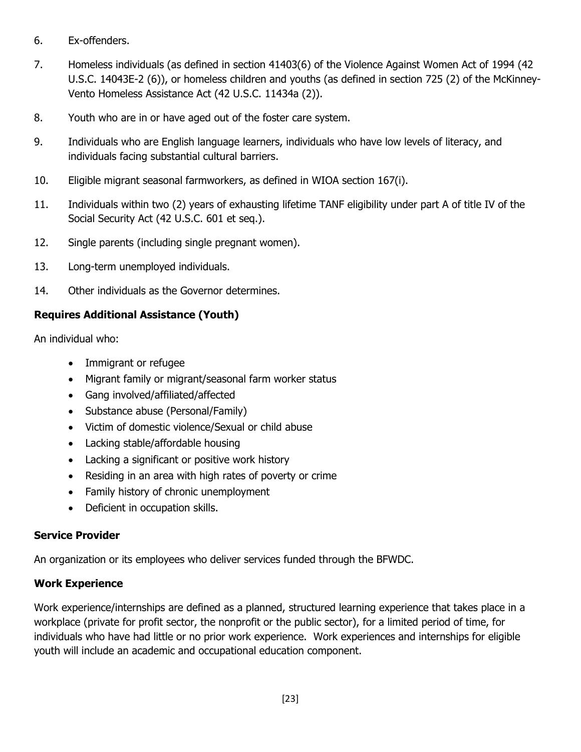6. Ex-offenders.
7. Homeless individuals (as defined in section 41403(6) of the Violence Against Women Act of 1994 (42 U.S.C. 14043E-2 (6)), or homeless children and youths (as defined in section 725 (2) of the McKinney-Vento Homeless Assistance Act (42 U.S.C. 11434a (2)).
8. Youth who are in or have aged out of the foster care system.
9. Individuals who are English language learners, individuals who have low levels of literacy, and individuals facing substantial cultural barriers.
10. Eligible migrant seasonal farmworkers, as defined in WIOA section 167(i).
11. Individuals within two (2) years of exhausting lifetime TANF eligibility under part A of title IV of the Social Security Act (42 U.S.C. 601 et seq.).
12. Single parents (including single pregnant women).
13. Long-term unemployed individuals.
14. Other individuals as the Governor determines.

**Requires Additional Assistance (Youth)**

An individual who:

- Immigrant or refugee
- Migrant family or migrant/seasonal farm worker status
- Gang involved/affiliated/affected
- Substance abuse (Personal/Family)
- Victim of domestic violence/Sexual or child abuse
- Lacking stable/affordable housing
- Lacking a significant or positive work history
- Residing in an area with high rates of poverty or crime
- Family history of chronic unemployment
- Deficient in occupation skills.

**Service Provider**

An organization or its employees who deliver services funded through the BFWDC.

**Work Experience**

Work experience/internships are defined as a planned, structured learning experience that takes place in a workplace (private for profit sector, the nonprofit or the public sector), for a limited period of time, for individuals who have had little or no prior work experience. Work experiences and internships for eligible youth will include an academic and occupational education component.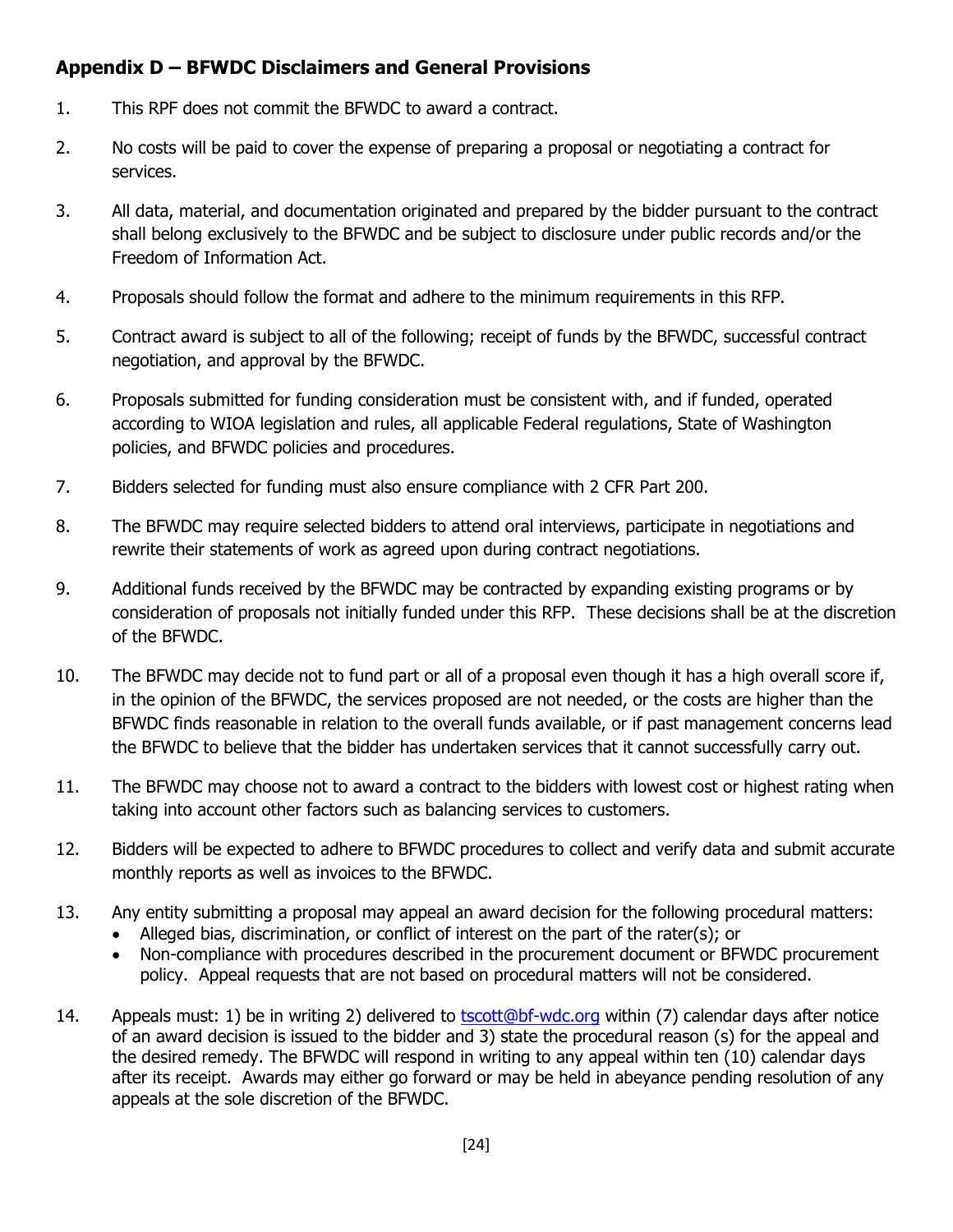## Appendix D – BFWDC Disclaimers and General Provisions

1. This RPF does not commit the BFWDC to award a contract.

2. No costs will be paid to cover the expense of preparing a proposal or negotiating a contract for services.

3. All data, material, and documentation originated and prepared by the bidder pursuant to the contract shall belong exclusively to the BFWDC and be subject to disclosure under public records and/or the Freedom of Information Act.

4. Proposals should follow the format and adhere to the minimum requirements in this RFP.

5. Contract award is subject to all of the following; receipt of funds by the BFWDC, successful contract negotiation, and approval by the BFWDC.

6. Proposals submitted for funding consideration must be consistent with, and if funded, operated according to WIOA legislation and rules, all applicable Federal regulations, State of Washington policies, and BFWDC policies and procedures.

7. Bidders selected for funding must also ensure compliance with 2 CFR Part 200.

8. The BFWDC may require selected bidders to attend oral interviews, participate in negotiations and rewrite their statements of work as agreed upon during contract negotiations.

9. Additional funds received by the BFWDC may be contracted by expanding existing programs or by consideration of proposals not initially funded under this RFP. These decisions shall be at the discretion of the BFWDC.

10. The BFWDC may decide not to fund part or all of a proposal even though it has a high overall score if, in the opinion of the BFWDC, the services proposed are not needed, or the costs are higher than the BFWDC finds reasonable in relation to the overall funds available, or if past management concerns lead the BFWDC to believe that the bidder has undertaken services that it cannot successfully carry out.

11. The BFWDC may choose not to award a contract to the bidders with lowest cost or highest rating when taking into account other factors such as balancing services to customers.

12. Bidders will be expected to adhere to BFWDC procedures to collect and verify data and submit accurate monthly reports as well as invoices to the BFWDC.

13. Any entity submitting a proposal may appeal an award decision for the following procedural matters:
    - Alleged bias, discrimination, or conflict of interest on the part of the rater(s); or
    - Non-compliance with procedures described in the procurement document or BFWDC procurement policy. Appeal requests that are not based on procedural matters will not be considered.

14. Appeals must: 1) be in writing 2) delivered to tscott@bf-wdc.org within (7) calendar days after notice of an award decision is issued to the bidder and 3) state the procedural reason (s) for the appeal and the desired remedy. The BFWDC will respond in writing to any appeal within ten (10) calendar days after its receipt. Awards may either go forward or may be held in abeyance pending resolution of any appeals at the sole discretion of the BFWDC.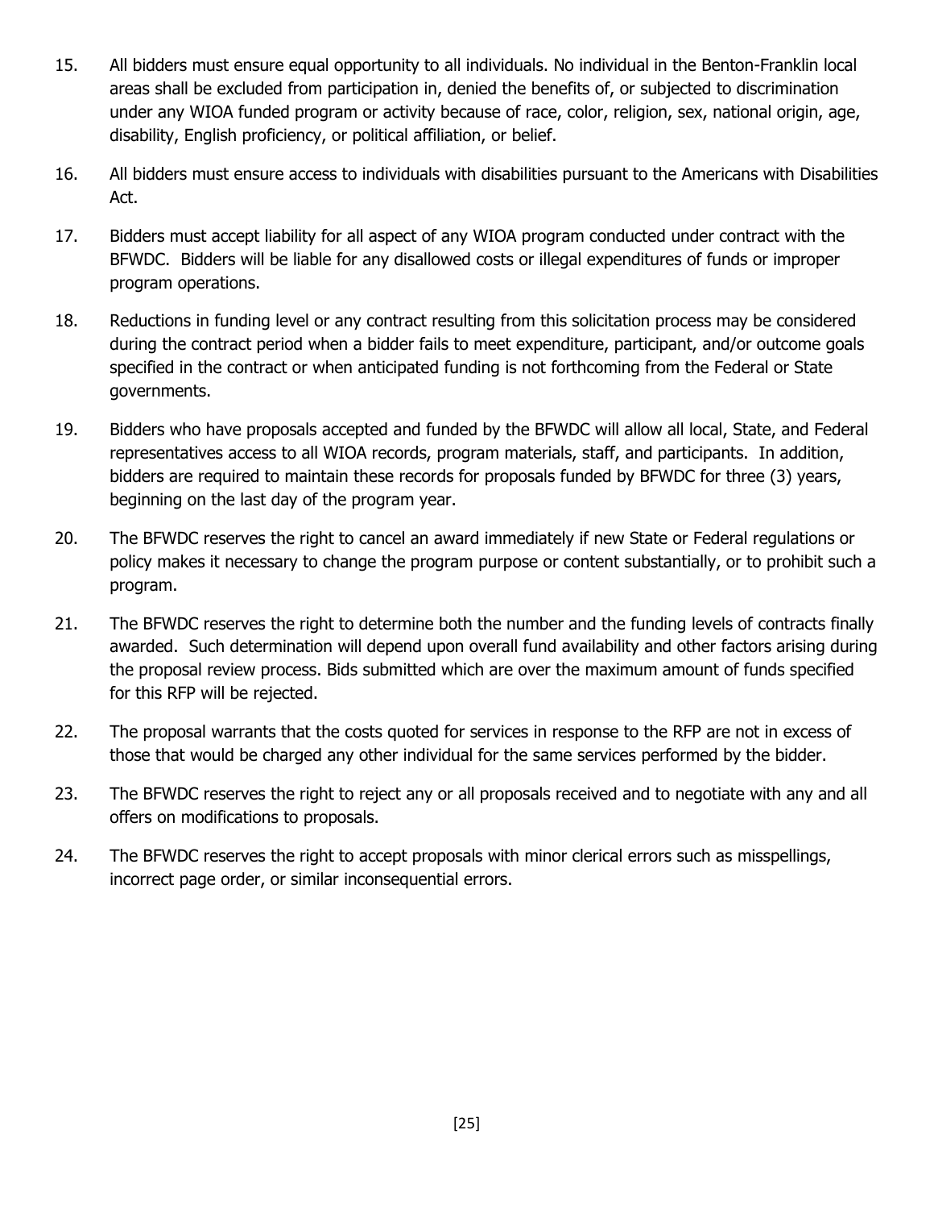15. All bidders must ensure equal opportunity to all individuals. No individual in the Benton-Franklin local areas shall be excluded from participation in, denied the benefits of, or subjected to discrimination under any WIOA funded program or activity because of race, color, religion, sex, national origin, age, disability, English proficiency, or political affiliation, or belief.

16. All bidders must ensure access to individuals with disabilities pursuant to the Americans with Disabilities Act.

17. Bidders must accept liability for all aspect of any WIOA program conducted under contract with the BFWDC. Bidders will be liable for any disallowed costs or illegal expenditures of funds or improper program operations.

18. Reductions in funding level or any contract resulting from this solicitation process may be considered during the contract period when a bidder fails to meet expenditure, participant, and/or outcome goals specified in the contract or when anticipated funding is not forthcoming from the Federal or State governments.

19. Bidders who have proposals accepted and funded by the BFWDC will allow all local, State, and Federal representatives access to all WIOA records, program materials, staff, and participants. In addition, bidders are required to maintain these records for proposals funded by BFWDC for three (3) years, beginning on the last day of the program year.

20. The BFWDC reserves the right to cancel an award immediately if new State or Federal regulations or policy makes it necessary to change the program purpose or content substantially, or to prohibit such a program.

21. The BFWDC reserves the right to determine both the number and the funding levels of contracts finally awarded. Such determination will depend upon overall fund availability and other factors arising during the proposal review process. Bids submitted which are over the maximum amount of funds specified for this RFP will be rejected.

22. The proposal warrants that the costs quoted for services in response to the RFP are not in excess of those that would be charged any other individual for the same services performed by the bidder.

23. The BFWDC reserves the right to reject any or all proposals received and to negotiate with any and all offers on modifications to proposals.

24. The BFWDC reserves the right to accept proposals with minor clerical errors such as misspellings, incorrect page order, or similar inconsequential errors.